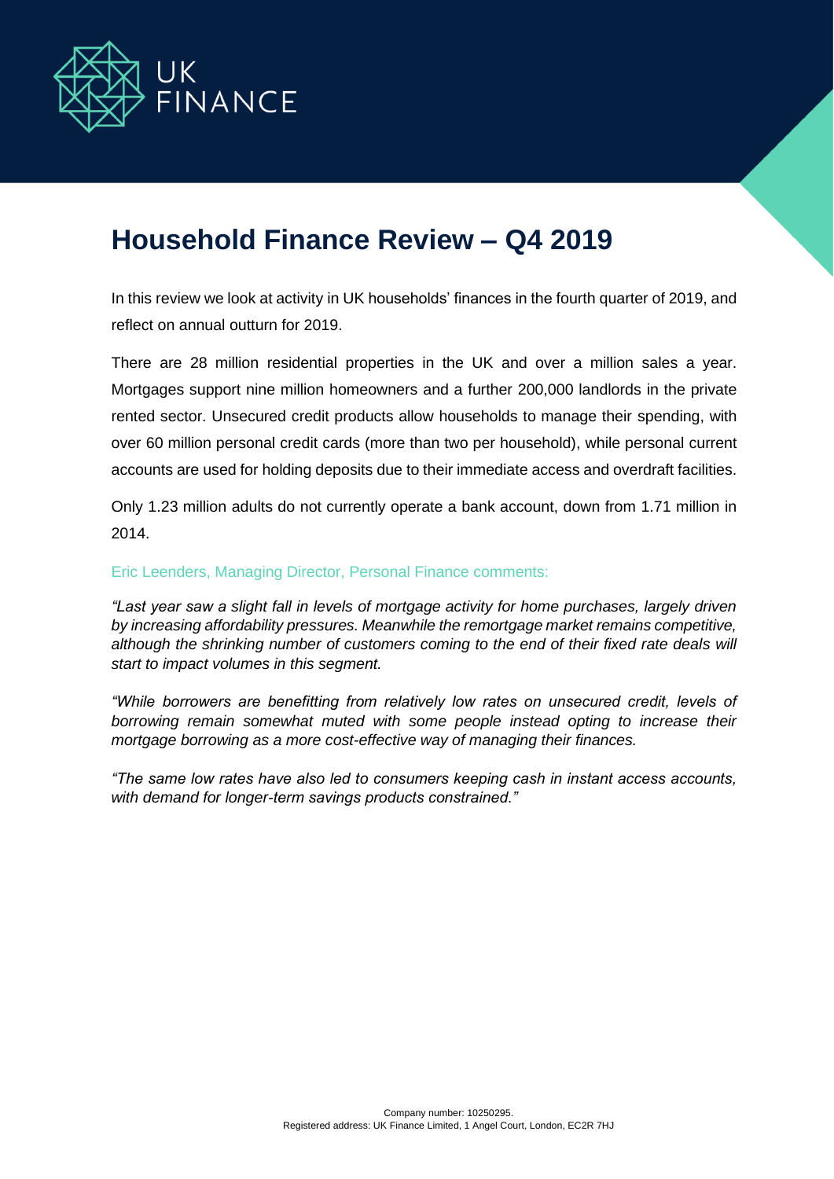UK FINANCE

# Household Finance Review – Q4 2019

In this review we look at activity in UK households' finances in the fourth quarter of 2019, and reflect on annual outturn for 2019.

There are 28 million residential properties in the UK and over a million sales a year. Mortgages support nine million homeowners and a further 200,000 landlords in the private rented sector. Unsecured credit products allow households to manage their spending, with over 60 million personal credit cards (more than two per household), while personal current accounts are used for holding deposits due to their immediate access and overdraft facilities.

Only 1.23 million adults do not currently operate a bank account, down from 1.71 million in 2014.

Eric Leenders, Managing Director, Personal Finance comments:

*"Last year saw a slight fall in levels of mortgage activity for home purchases, largely driven by increasing affordability pressures. Meanwhile the remortgage market remains competitive, although the shrinking number of customers coming to the end of their fixed rate deals will start to impact volumes in this segment.*

*"While borrowers are benefitting from relatively low rates on unsecured credit, levels of borrowing remain somewhat muted with some people instead opting to increase their mortgage borrowing as a more cost-effective way of managing their finances.*

*"The same low rates have also led to consumers keeping cash in instant access accounts, with demand for longer-term savings products constrained."*

Company number: 10250295.
Registered address: UK Finance Limited, 1 Angel Court, London, EC2R 7HJ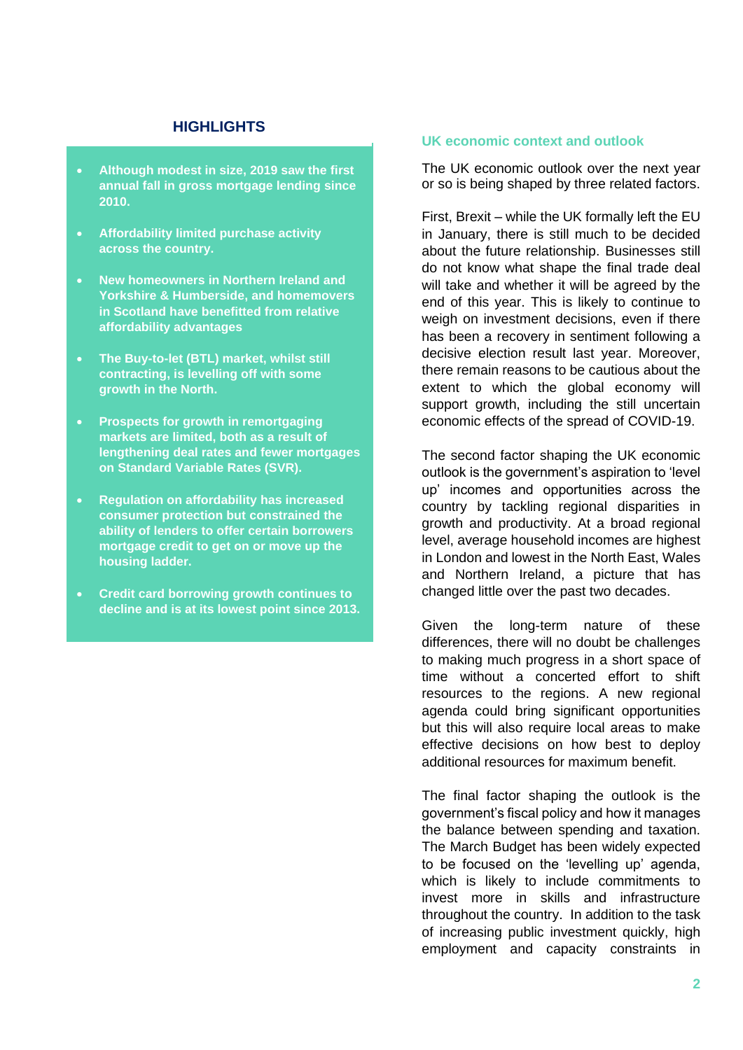## HIGHLIGHTS

- **Although modest in size, 2019 saw the first annual fall in gross mortgage lending since 2010.**
- **Affordability limited purchase activity across the country.**
- **New homeowners in Northern Ireland and Yorkshire & Humberside, and homemovers in Scotland have benefitted from relative affordability advantages**
- **The Buy-to-let (BTL) market, whilst still contracting, is levelling off with some growth in the North.**
- **Prospects for growth in remortgaging markets are limited, both as a result of lengthening deal rates and fewer mortgages on Standard Variable Rates (SVR).**
- **Regulation on affordability has increased consumer protection but constrained the ability of lenders to offer certain borrowers mortgage credit to get on or move up the housing ladder.**
- **Credit card borrowing growth continues to decline and is at its lowest point since 2013.**

## UK economic context and outlook

The UK economic outlook over the next year or so is being shaped by three related factors.

First, Brexit – while the UK formally left the EU in January, there is still much to be decided about the future relationship. Businesses still do not know what shape the final trade deal will take and whether it will be agreed by the end of this year. This is likely to continue to weigh on investment decisions, even if there has been a recovery in sentiment following a decisive election result last year. Moreover, there remain reasons to be cautious about the extent to which the global economy will support growth, including the still uncertain economic effects of the spread of COVID-19.

The second factor shaping the UK economic outlook is the government's aspiration to 'level up' incomes and opportunities across the country by tackling regional disparities in growth and productivity. At a broad regional level, average household incomes are highest in London and lowest in the North East, Wales and Northern Ireland, a picture that has changed little over the past two decades.

Given the long-term nature of these differences, there will no doubt be challenges to making much progress in a short space of time without a concerted effort to shift resources to the regions. A new regional agenda could bring significant opportunities but this will also require local areas to make effective decisions on how best to deploy additional resources for maximum benefit.

The final factor shaping the outlook is the government's fiscal policy and how it manages the balance between spending and taxation. The March Budget has been widely expected to be focused on the 'levelling up' agenda, which is likely to include commitments to invest more in skills and infrastructure throughout the country. In addition to the task of increasing public investment quickly, high employment and capacity constraints in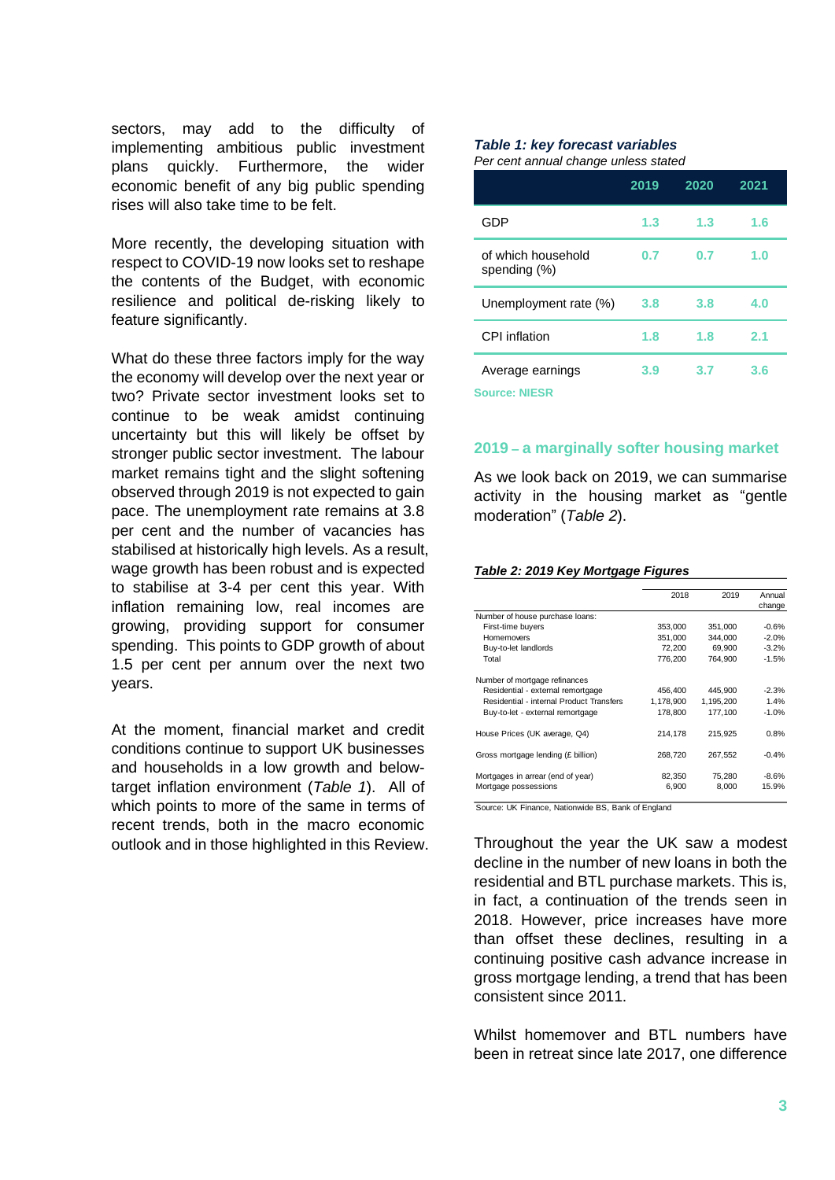sectors, may add to the difficulty of implementing ambitious public investment plans quickly. Furthermore, the wider economic benefit of any big public spending rises will also take time to be felt.

More recently, the developing situation with respect to COVID-19 now looks set to reshape the contents of the Budget, with economic resilience and political de-risking likely to feature significantly.

What do these three factors imply for the way the economy will develop over the next year or two? Private sector investment looks set to continue to be weak amidst continuing uncertainty but this will likely be offset by stronger public sector investment. The labour market remains tight and the slight softening observed through 2019 is not expected to gain pace. The unemployment rate remains at 3.8 per cent and the number of vacancies has stabilised at historically high levels. As a result, wage growth has been robust and is expected to stabilise at 3-4 per cent this year. With inflation remaining low, real incomes are growing, providing support for consumer spending. This points to GDP growth of about 1.5 per cent per annum over the next two years.

At the moment, financial market and credit conditions continue to support UK businesses and households in a low growth and below-target inflation environment (*Table 1*). All of which points to more of the same in terms of recent trends, both in the macro economic outlook and in those highlighted in this Review.

***Table 1: key forecast variables***

*Per cent annual change unless stated*

| | 2019 | 2020 | 2021 |
|---|---|---|---|
| GDP | 1.3 | 1.3 | 1.6 |
| of which household spending (%) | 0.7 | 0.7 | 1.0 |
| Unemployment rate (%) | 3.8 | 3.8 | 4.0 |
| CPI inflation | 1.8 | 1.8 | 2.1 |
| Average earnings | 3.9 | 3.7 | 3.6 |

**Source: NIESR**

## 2019 – a marginally softer housing market

As we look back on 2019, we can summarise activity in the housing market as "gentle moderation" (*Table 2*).

***Table 2: 2019 Key Mortgage Figures***

| | 2018 | 2019 | Annual change |
|---|---|---|---|
| Number of house purchase loans: | | | |
| First-time buyers | 353,000 | 351,000 | -0.6% |
| Homemovers | 351,000 | 344,000 | -2.0% |
| Buy-to-let landlords | 72,200 | 69,900 | -3.2% |
| Total | 776,200 | 764,900 | -1.5% |
| Number of mortgage refinances | | | |
| Residential - external remortgage | 456,400 | 445,900 | -2.3% |
| Residential - internal Product Transfers | 1,178,900 | 1,195,200 | 1.4% |
| Buy-to-let - external remortgage | 178,800 | 177,100 | -1.0% |
| House Prices (UK average, Q4) | 214,178 | 215,925 | 0.8% |
| Gross mortgage lending (£ billion) | 268,720 | 267,552 | -0.4% |
| Mortgages in arrear (end of year) | 82,350 | 75,280 | -8.6% |
| Mortgage possessions | 6,900 | 8,000 | 15.9% |

Source: UK Finance, Nationwide BS, Bank of England

Throughout the year the UK saw a modest decline in the number of new loans in both the residential and BTL purchase markets. This is, in fact, a continuation of the trends seen in 2018. However, price increases have more than offset these declines, resulting in a continuing positive cash advance increase in gross mortgage lending, a trend that has been consistent since 2011.

Whilst homemover and BTL numbers have been in retreat since late 2017, one difference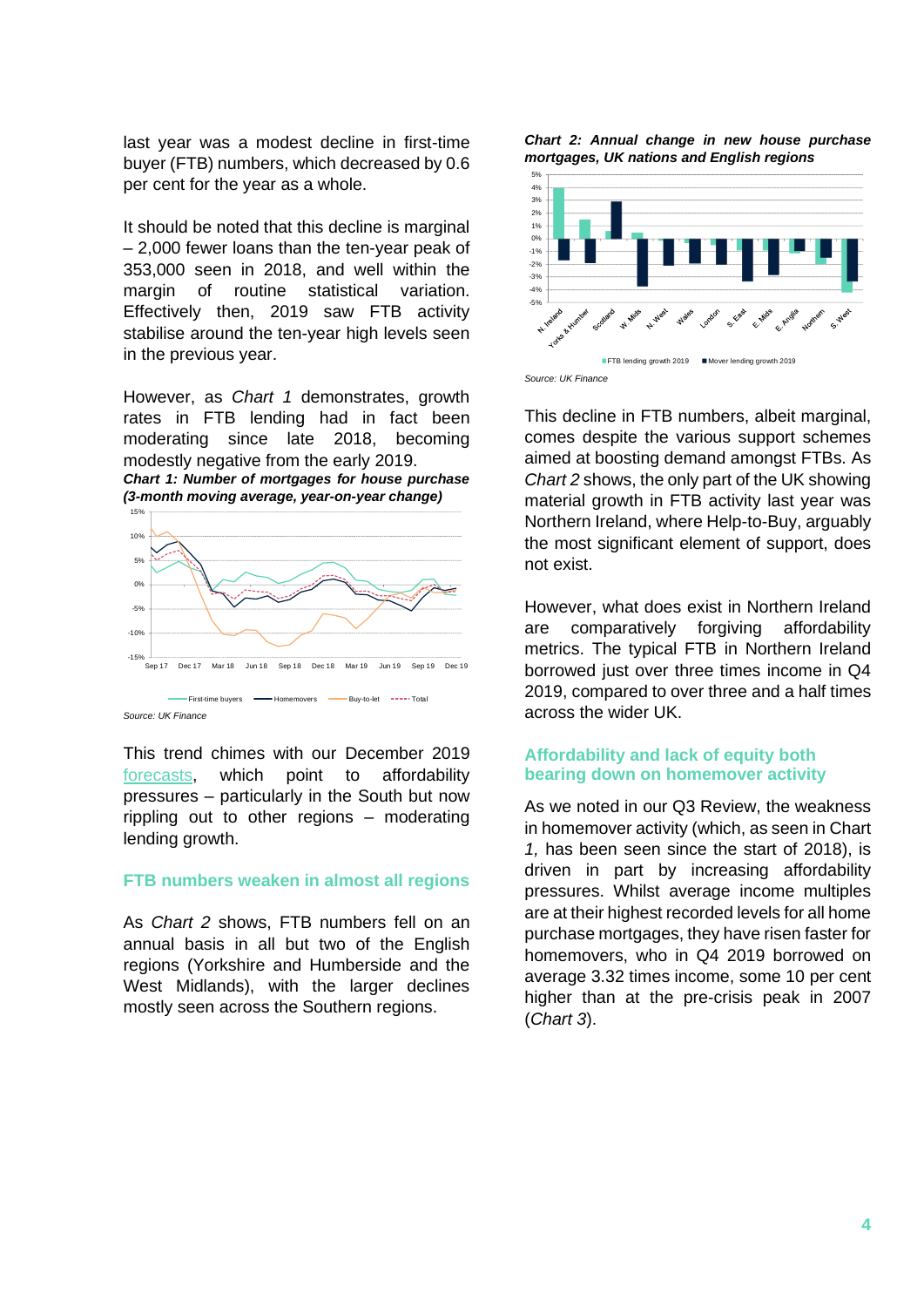last year was a modest decline in first-time buyer (FTB) numbers, which decreased by 0.6 per cent for the year as a whole.

It should be noted that this decline is marginal – 2,000 fewer loans than the ten-year peak of 353,000 seen in 2018, and well within the margin of routine statistical variation. Effectively then, 2019 saw FTB activity stabilise around the ten-year high levels seen in the previous year.

However, as *Chart 1* demonstrates, growth rates in FTB lending had in fact been moderating since late 2018, becoming modestly negative from the early 2019.

***Chart 1: Number of mortgages for house purchase (3-month moving average, year-on-year change)***

*Source: UK Finance*

This trend chimes with our December 2019 forecasts, which point to affordability pressures – particularly in the South but now rippling out to other regions – moderating lending growth.

## FTB numbers weaken in almost all regions

As *Chart 2* shows, FTB numbers fell on an annual basis in all but two of the English regions (Yorkshire and Humberside and the West Midlands), with the larger declines mostly seen across the Southern regions.

***Chart 2: Annual change in new house purchase mortgages, UK nations and English regions***

*Source: UK Finance*

This decline in FTB numbers, albeit marginal, comes despite the various support schemes aimed at boosting demand amongst FTBs. As *Chart 2* shows, the only part of the UK showing material growth in FTB activity last year was Northern Ireland, where Help-to-Buy, arguably the most significant element of support, does not exist.

However, what does exist in Northern Ireland are comparatively forgiving affordability metrics. The typical FTB in Northern Ireland borrowed just over three times income in Q4 2019, compared to over three and a half times across the wider UK.

## Affordability and lack of equity both bearing down on homemover activity

As we noted in our Q3 Review, the weakness in homemover activity (which, as seen in Chart *1,* has been seen since the start of 2018), is driven in part by increasing affordability pressures. Whilst average income multiples are at their highest recorded levels for all home purchase mortgages, they have risen faster for homemovers, who in Q4 2019 borrowed on average 3.32 times income, some 10 per cent higher than at the pre-crisis peak in 2007 (*Chart 3*).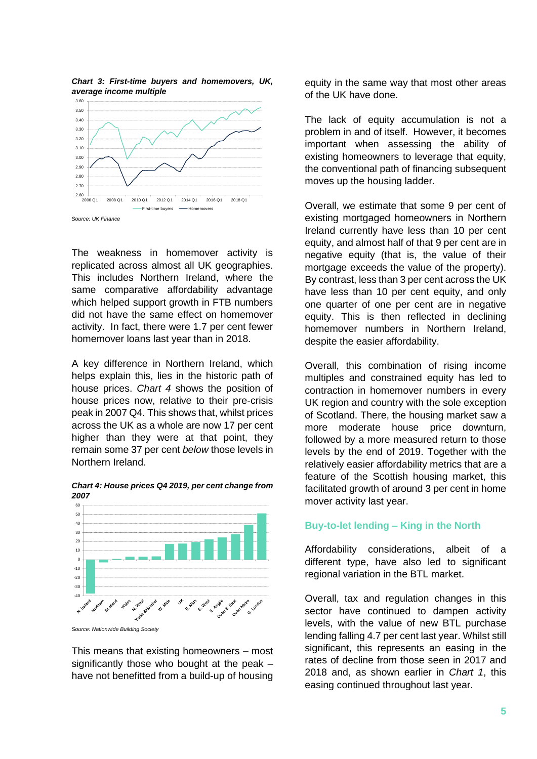*Chart 3: First-time buyers and homemovers, UK, average income multiple*

*Source: UK Finance*

The weakness in homemover activity is replicated across almost all UK geographies. This includes Northern Ireland, where the same comparative affordability advantage which helped support growth in FTB numbers did not have the same effect on homemover activity. In fact, there were 1.7 per cent fewer homemover loans last year than in 2018.

A key difference in Northern Ireland, which helps explain this, lies in the historic path of house prices. *Chart 4* shows the position of house prices now, relative to their pre-crisis peak in 2007 Q4. This shows that, whilst prices across the UK as a whole are now 17 per cent higher than they were at that point, they remain some 37 per cent *below* those levels in Northern Ireland.

*Chart 4: House prices Q4 2019, per cent change from 2007*

*Source: Nationwide Building Society*

This means that existing homeowners – most significantly those who bought at the peak – have not benefitted from a build-up of housing equity in the same way that most other areas of the UK have done.

The lack of equity accumulation is not a problem in and of itself. However, it becomes important when assessing the ability of existing homeowners to leverage that equity, the conventional path of financing subsequent moves up the housing ladder.

Overall, we estimate that some 9 per cent of existing mortgaged homeowners in Northern Ireland currently have less than 10 per cent equity, and almost half of that 9 per cent are in negative equity (that is, the value of their mortgage exceeds the value of the property). By contrast, less than 3 per cent across the UK have less than 10 per cent equity, and only one quarter of one per cent are in negative equity. This is then reflected in declining homemover numbers in Northern Ireland, despite the easier affordability.

Overall, this combination of rising income multiples and constrained equity has led to contraction in homemover numbers in every UK region and country with the sole exception of Scotland. There, the housing market saw a more moderate house price downturn, followed by a more measured return to those levels by the end of 2019. Together with the relatively easier affordability metrics that are a feature of the Scottish housing market, this facilitated growth of around 3 per cent in home mover activity last year.

## Buy-to-let lending – King in the North

Affordability considerations, albeit of a different type, have also led to significant regional variation in the BTL market.

Overall, tax and regulation changes in this sector have continued to dampen activity levels, with the value of new BTL purchase lending falling 4.7 per cent last year. Whilst still significant, this represents an easing in the rates of decline from those seen in 2017 and 2018 and, as shown earlier in *Chart 1*, this easing continued throughout last year.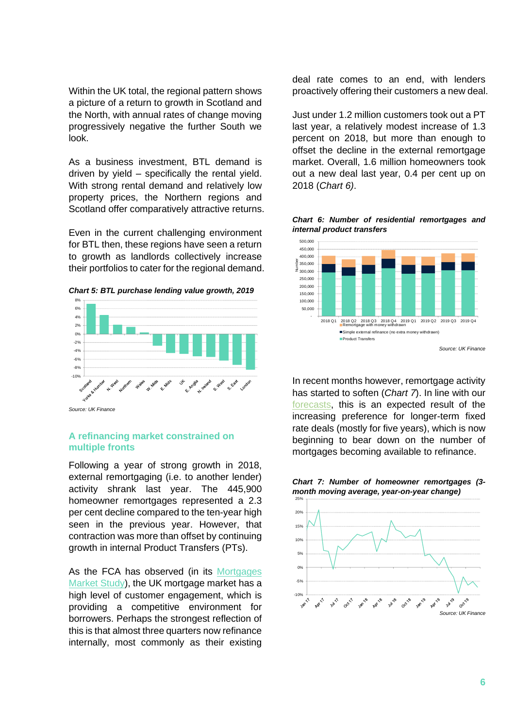Within the UK total, the regional pattern shows a picture of a return to growth in Scotland and the North, with annual rates of change moving progressively negative the further South we look.

As a business investment, BTL demand is driven by yield – specifically the rental yield. With strong rental demand and relatively low property prices, the Northern regions and Scotland offer comparatively attractive returns.

Even in the current challenging environment for BTL then, these regions have seen a return to growth as landlords collectively increase their portfolios to cater for the regional demand.

***Chart 5: BTL purchase lending value growth, 2019***

Source: UK Finance

## A refinancing market constrained on multiple fronts

Following a year of strong growth in 2018, external remortgaging (i.e. to another lender) activity shrank last year. The 445,900 homeowner remortgages represented a 2.3 per cent decline compared to the ten-year high seen in the previous year. However, that contraction was more than offset by continuing growth in internal Product Transfers (PTs).

As the FCA has observed (in its Mortgages Market Study), the UK mortgage market has a high level of customer engagement, which is providing a competitive environment for borrowers. Perhaps the strongest reflection of this is that almost three quarters now refinance internally, most commonly as their existing deal rate comes to an end, with lenders proactively offering their customers a new deal.

Just under 1.2 million customers took out a PT last year, a relatively modest increase of 1.3 percent on 2018, but more than enough to offset the decline in the external remortgage market. Overall, 1.6 million homeowners took out a new deal last year, 0.4 per cent up on 2018 (*Chart 6)*.

***Chart 6: Number of residential remortgages and internal product transfers***

Source: UK Finance

In recent months however, remortgage activity has started to soften (*Chart 7*). In line with our forecasts, this is an expected result of the increasing preference for longer-term fixed rate deals (mostly for five years), which is now beginning to bear down on the number of mortgages becoming available to refinance.

***Chart 7: Number of homeowner remortgages (3-month moving average, year-on-year change)***

Source: UK Finance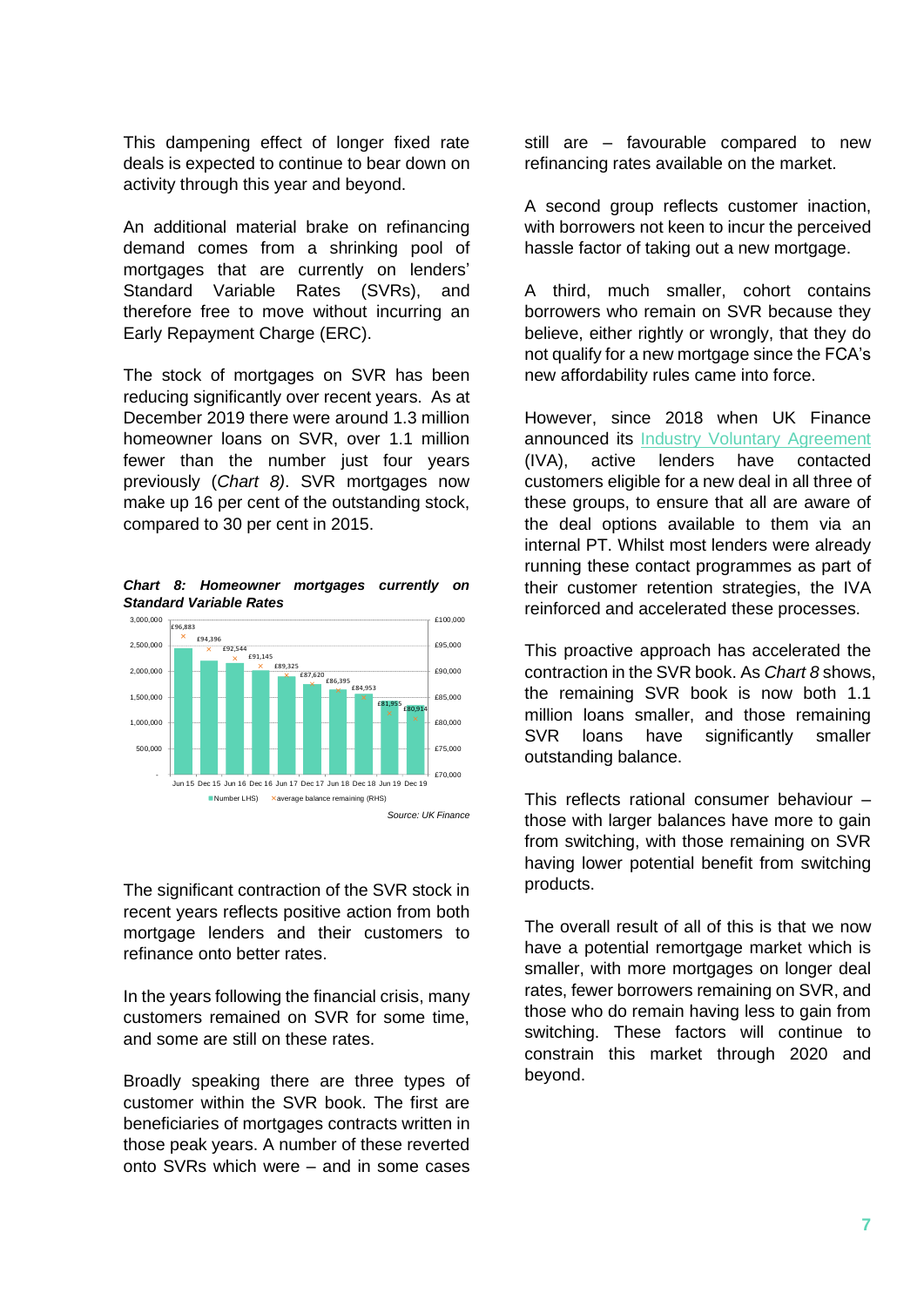This dampening effect of longer fixed rate deals is expected to continue to bear down on activity through this year and beyond.

An additional material brake on refinancing demand comes from a shrinking pool of mortgages that are currently on lenders' Standard Variable Rates (SVRs), and therefore free to move without incurring an Early Repayment Charge (ERC).

The stock of mortgages on SVR has been reducing significantly over recent years. As at December 2019 there were around 1.3 million homeowner loans on SVR, over 1.1 million fewer than the number just four years previously (*Chart 8)*. SVR mortgages now make up 16 per cent of the outstanding stock, compared to 30 per cent in 2015.

***Chart 8: Homeowner mortgages currently on Standard Variable Rates***

| | Jun 15 | Dec 15 | Jun 16 | Dec 16 | Jun 17 | Dec 17 | Jun 18 | Dec 18 | Jun 19 | Dec 19 |
|---|---|---|---|---|---|---|---|---|---|---|
| average balance remaining (RHS) | £96,883 | £94,396 | £92,544 | £91,145 | £89,325 | £87,620 | £86,395 | £84,953 | £81,955 | £80,914 |

*Source: UK Finance*

The significant contraction of the SVR stock in recent years reflects positive action from both mortgage lenders and their customers to refinance onto better rates.

In the years following the financial crisis, many customers remained on SVR for some time, and some are still on these rates.

Broadly speaking there are three types of customer within the SVR book. The first are beneficiaries of mortgages contracts written in those peak years. A number of these reverted onto SVRs which were – and in some cases still are – favourable compared to new refinancing rates available on the market.

A second group reflects customer inaction, with borrowers not keen to incur the perceived hassle factor of taking out a new mortgage.

A third, much smaller, cohort contains borrowers who remain on SVR because they believe, either rightly or wrongly, that they do not qualify for a new mortgage since the FCA's new affordability rules came into force.

However, since 2018 when UK Finance announced its Industry Voluntary Agreement (IVA), active lenders have contacted customers eligible for a new deal in all three of these groups, to ensure that all are aware of the deal options available to them via an internal PT. Whilst most lenders were already running these contact programmes as part of their customer retention strategies, the IVA reinforced and accelerated these processes.

This proactive approach has accelerated the contraction in the SVR book. As *Chart 8* shows, the remaining SVR book is now both 1.1 million loans smaller, and those remaining SVR loans have significantly smaller outstanding balance.

This reflects rational consumer behaviour – those with larger balances have more to gain from switching, with those remaining on SVR having lower potential benefit from switching products.

The overall result of all of this is that we now have a potential remortgage market which is smaller, with more mortgages on longer deal rates, fewer borrowers remaining on SVR, and those who do remain having less to gain from switching. These factors will continue to constrain this market through 2020 and beyond.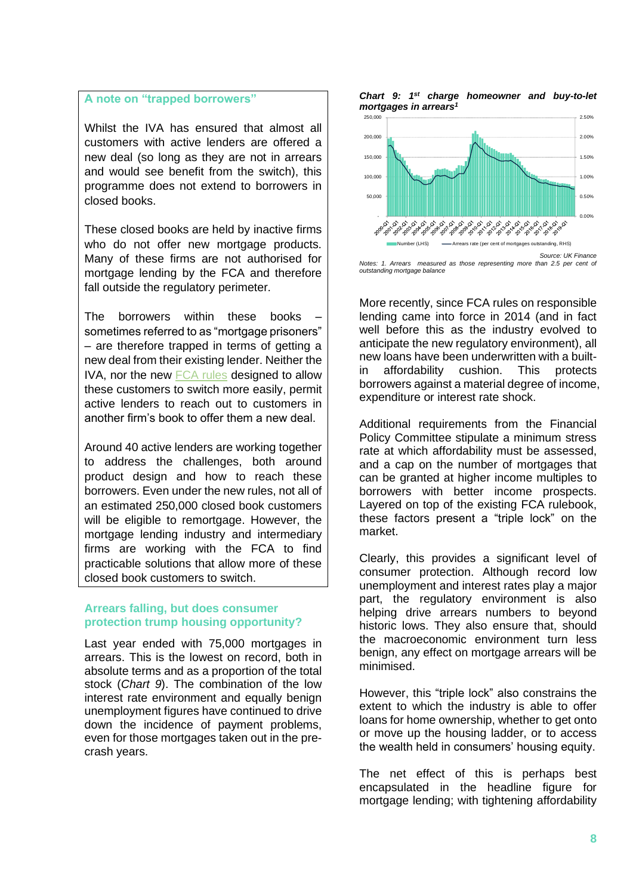### A note on "trapped borrowers"

Whilst the IVA has ensured that almost all customers with active lenders are offered a new deal (so long as they are not in arrears and would see benefit from the switch), this programme does not extend to borrowers in closed books.

These closed books are held by inactive firms who do not offer new mortgage products. Many of these firms are not authorised for mortgage lending by the FCA and therefore fall outside the regulatory perimeter.

The borrowers within these books – sometimes referred to as "mortgage prisoners" – are therefore trapped in terms of getting a new deal from their existing lender. Neither the IVA, nor the new FCA rules designed to allow these customers to switch more easily, permit active lenders to reach out to customers in another firm's book to offer them a new deal.

Around 40 active lenders are working together to address the challenges, both around product design and how to reach these borrowers. Even under the new rules, not all of an estimated 250,000 closed book customers will be eligible to remortgage. However, the mortgage lending industry and intermediary firms are working with the FCA to find practicable solutions that allow more of these closed book customers to switch.

## Arrears falling, but does consumer protection trump housing opportunity?

Last year ended with 75,000 mortgages in arrears. This is the lowest on record, both in absolute terms and as a proportion of the total stock (*Chart 9*). The combination of the low interest rate environment and equally benign unemployment figures have continued to drive down the incidence of payment problems, even for those mortgages taken out in the pre-crash years.

***Chart 9: 1st charge homeowner and buy-to-let mortgages in arrears[1]***

Number (LHS) — Arrears rate (per cent of mortgages outstanding, RHS)

*Source: UK Finance*

*Notes: 1. Arrears measured as those representing more than 2.5 per cent of outstanding mortgage balance*

More recently, since FCA rules on responsible lending came into force in 2014 (and in fact well before this as the industry evolved to anticipate the new regulatory environment), all new loans have been underwritten with a built-in affordability cushion. This protects borrowers against a material degree of income, expenditure or interest rate shock.

Additional requirements from the Financial Policy Committee stipulate a minimum stress rate at which affordability must be assessed, and a cap on the number of mortgages that can be granted at higher income multiples to borrowers with better income prospects. Layered on top of the existing FCA rulebook, these factors present a "triple lock" on the market.

Clearly, this provides a significant level of consumer protection. Although record low unemployment and interest rates play a major part, the regulatory environment is also helping drive arrears numbers to beyond historic lows. They also ensure that, should the macroeconomic environment turn less benign, any effect on mortgage arrears will be minimised.

However, this "triple lock" also constrains the extent to which the industry is able to offer loans for home ownership, whether to get onto or move up the housing ladder, or to access the wealth held in consumers' housing equity.

The net effect of this is perhaps best encapsulated in the headline figure for mortgage lending; with tightening affordability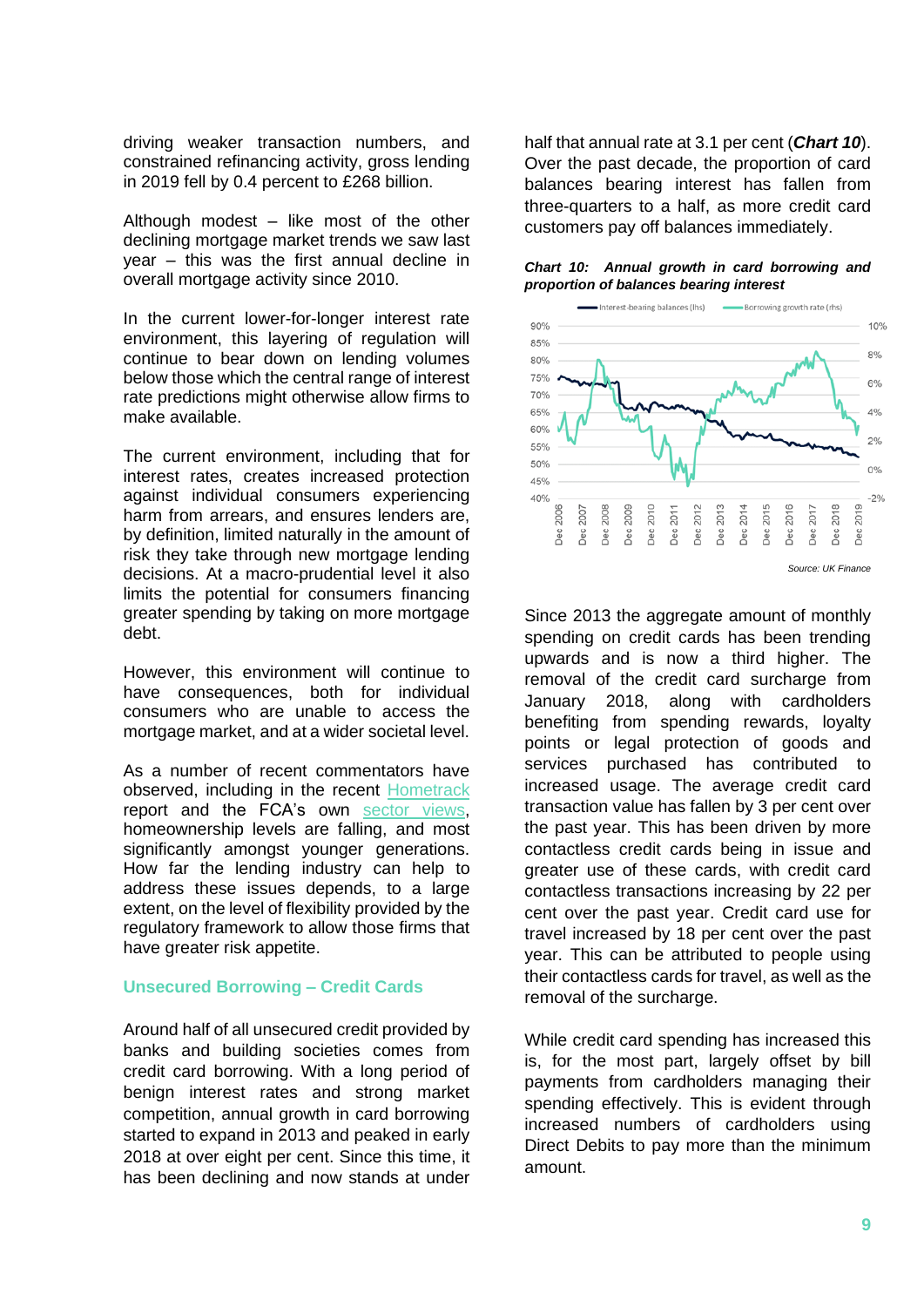driving weaker transaction numbers, and constrained refinancing activity, gross lending in 2019 fell by 0.4 percent to £268 billion.

Although modest – like most of the other declining mortgage market trends we saw last year – this was the first annual decline in overall mortgage activity since 2010.

In the current lower-for-longer interest rate environment, this layering of regulation will continue to bear down on lending volumes below those which the central range of interest rate predictions might otherwise allow firms to make available.

The current environment, including that for interest rates, creates increased protection against individual consumers experiencing harm from arrears, and ensures lenders are, by definition, limited naturally in the amount of risk they take through new mortgage lending decisions. At a macro-prudential level it also limits the potential for consumers financing greater spending by taking on more mortgage debt.

However, this environment will continue to have consequences, both for individual consumers who are unable to access the mortgage market, and at a wider societal level.

As a number of recent commentators have observed, including in the recent Hometrack report and the FCA's own sector views, homeownership levels are falling, and most significantly amongst younger generations. How far the lending industry can help to address these issues depends, to a large extent, on the level of flexibility provided by the regulatory framework to allow those firms that have greater risk appetite.

## Unsecured Borrowing – Credit Cards

Around half of all unsecured credit provided by banks and building societies comes from credit card borrowing. With a long period of benign interest rates and strong market competition, annual growth in card borrowing started to expand in 2013 and peaked in early 2018 at over eight per cent. Since this time, it has been declining and now stands at under half that annual rate at 3.1 per cent (***Chart 10***). Over the past decade, the proportion of card balances bearing interest has fallen from three-quarters to a half, as more credit card customers pay off balances immediately.

***Chart 10: Annual growth in card borrowing and proportion of balances bearing interest***

*Source: UK Finance*

Since 2013 the aggregate amount of monthly spending on credit cards has been trending upwards and is now a third higher. The removal of the credit card surcharge from January 2018, along with cardholders benefiting from spending rewards, loyalty points or legal protection of goods and services purchased has contributed to increased usage. The average credit card transaction value has fallen by 3 per cent over the past year. This has been driven by more contactless credit cards being in issue and greater use of these cards, with credit card contactless transactions increasing by 22 per cent over the past year. Credit card use for travel increased by 18 per cent over the past year. This can be attributed to people using their contactless cards for travel, as well as the removal of the surcharge.

While credit card spending has increased this is, for the most part, largely offset by bill payments from cardholders managing their spending effectively. This is evident through increased numbers of cardholders using Direct Debits to pay more than the minimum amount.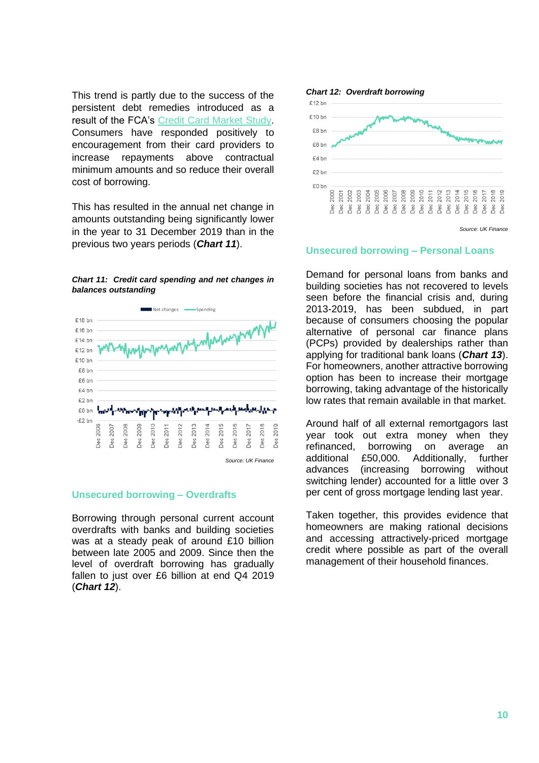This trend is partly due to the success of the persistent debt remedies introduced as a result of the FCA's Credit Card Market Study. Consumers have responded positively to encouragement from their card providers to increase repayments above contractual minimum amounts and so reduce their overall cost of borrowing.

This has resulted in the annual net change in amounts outstanding being significantly lower in the year to 31 December 2019 than in the previous two years periods (***Chart 11***).

***Chart 11: Credit card spending and net changes in balances outstanding***

Source: UK Finance

## Unsecured borrowing – Overdrafts

Borrowing through personal current account overdrafts with banks and building societies was at a steady peak of around £10 billion between late 2005 and 2009. Since then the level of overdraft borrowing has gradually fallen to just over £6 billion at end Q4 2019 (***Chart 12***).

***Chart 12: Overdraft borrowing***

Source: UK Finance

## Unsecured borrowing – Personal Loans

Demand for personal loans from banks and building societies has not recovered to levels seen before the financial crisis and, during 2013-2019, has been subdued, in part because of consumers choosing the popular alternative of personal car finance plans (PCPs) provided by dealerships rather than applying for traditional bank loans (***Chart 13***). For homeowners, another attractive borrowing option has been to increase their mortgage borrowing, taking advantage of the historically low rates that remain available in that market.

Around half of all external remortgagors last year took out extra money when they refinanced, borrowing on average an additional £50,000. Additionally, further advances (increasing borrowing without switching lender) accounted for a little over 3 per cent of gross mortgage lending last year.

Taken together, this provides evidence that homeowners are making rational decisions and accessing attractively-priced mortgage credit where possible as part of the overall management of their household finances.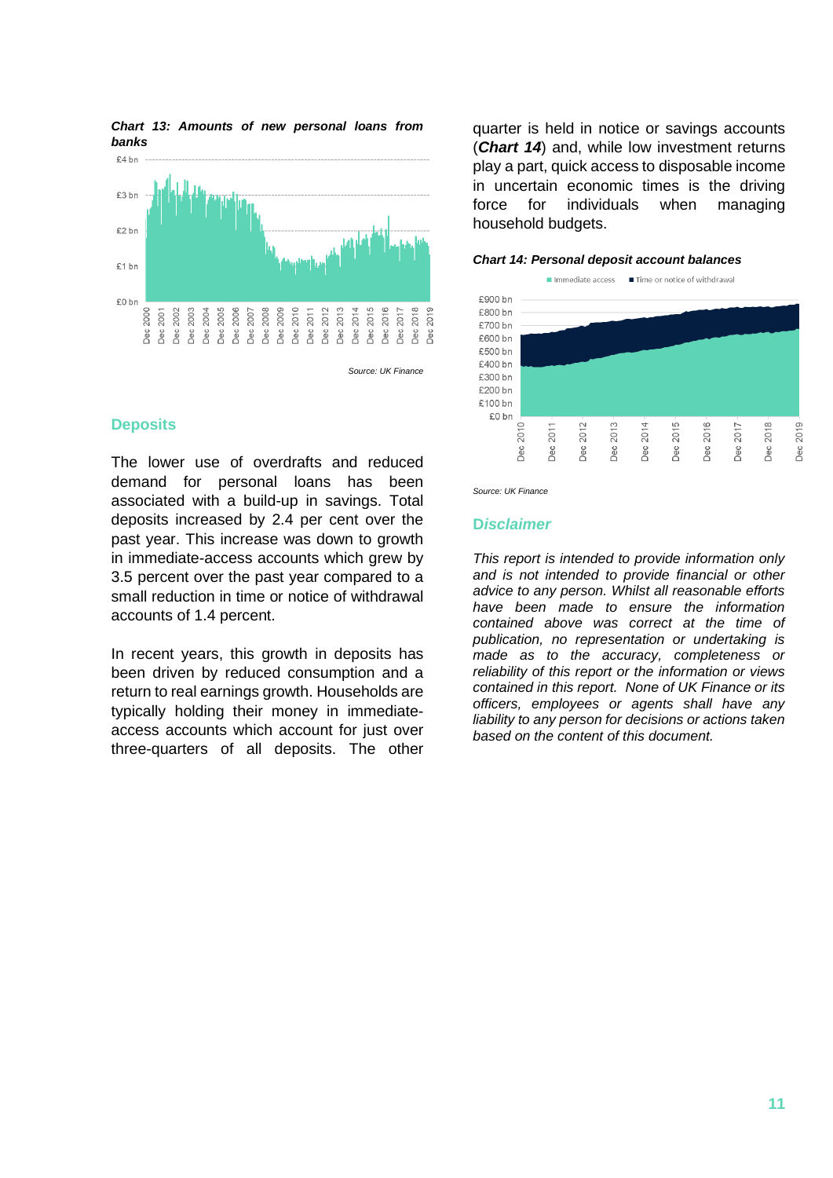***Chart 13: Amounts of new personal loans from banks***

£4 bn
£3 bn
£2 bn
£1 bn
£0 bn

Dec 2000
Dec 2001
Dec 2002
Dec 2003
Dec 2004
Dec 2005
Dec 2006
Dec 2007
Dec 2008
Dec 2009
Dec 2010
Dec 2011
Dec 2012
Dec 2013
Dec 2014
Dec 2015
Dec 2016
Dec 2017
Dec 2018
Dec 2019

*Source: UK Finance*

## Deposits

The lower use of overdrafts and reduced demand for personal loans has been associated with a build-up in savings. Total deposits increased by 2.4 per cent over the past year. This increase was down to growth in immediate-access accounts which grew by 3.5 percent over the past year compared to a small reduction in time or notice of withdrawal accounts of 1.4 percent.

In recent years, this growth in deposits has been driven by reduced consumption and a return to real earnings growth. Households are typically holding their money in immediate-access accounts which account for just over three-quarters of all deposits. The other quarter is held in notice or savings accounts (***Chart 14***) and, while low investment returns play a part, quick access to disposable income in uncertain economic times is the driving force for individuals when managing household budgets.

***Chart 14: Personal deposit account balances***

Immediate access
Time or notice of withdrawal

£900 bn
£800 bn
£700 bn
£600 bn
£500 bn
£400 bn
£300 bn
£200 bn
£100 bn
£0 bn

Dec 2010
Dec 2011
Dec 2012
Dec 2013
Dec 2014
Dec 2015
Dec 2016
Dec 2017
Dec 2018
Dec 2019

*Source: UK Finance*

## *Disclaimer*

*This report is intended to provide information only and is not intended to provide financial or other advice to any person. Whilst all reasonable efforts have been made to ensure the information contained above was correct at the time of publication, no representation or undertaking is made as to the accuracy, completeness or reliability of this report or the information or views contained in this report. None of UK Finance or its officers, employees or agents shall have any liability to any person for decisions or actions taken based on the content of this document.*